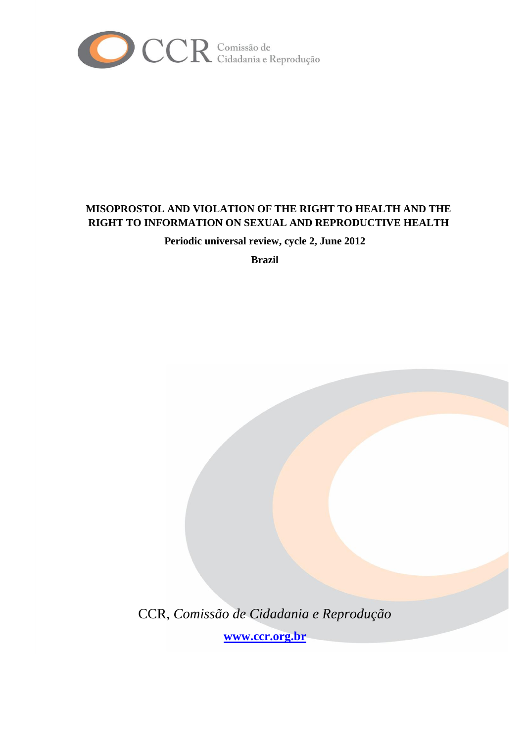CCR Comissão de Cidadania e Reprodução

# MISOPROSTOL AND VIOLATION OF THE RIGHT TO HEALTH AND THE RIGHT TO INFORMATION ON SEXUAL AND REPRODUCTIVE HEALTH

**Periodic universal review, cycle 2, June 2012**

**Brazil**

CCR, *Comissão de Cidadania e Reprodução*

**www.ccr.org.br**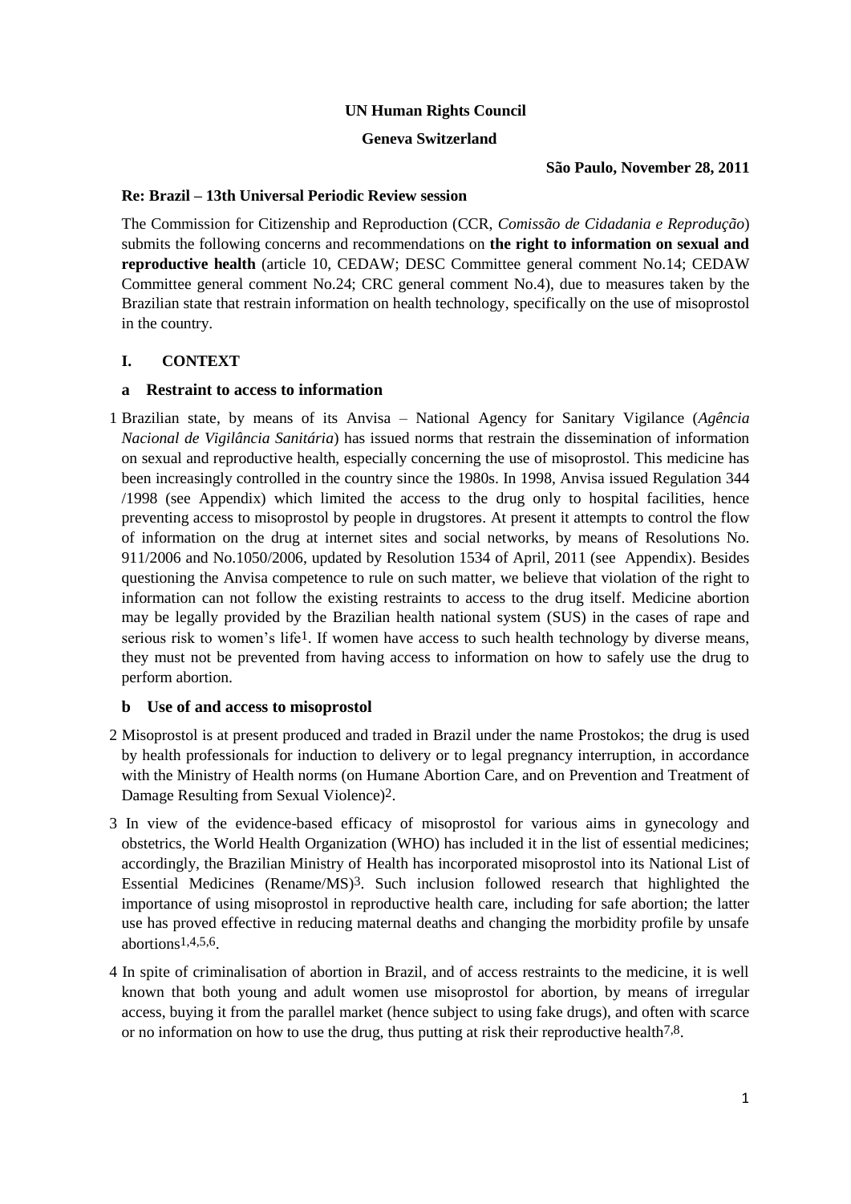**UN Human Rights Council**

**Geneva Switzerland**

**São Paulo, November 28, 2011**

**Re: Brazil – 13th Universal Periodic Review session**

The Commission for Citizenship and Reproduction (CCR, *Comissão de Cidadania e Reprodução*) submits the following concerns and recommendations on **the right to information on sexual and reproductive health** (article 10, CEDAW; DESC Committee general comment No.14; CEDAW Committee general comment No.24; CRC general comment No.4), due to measures taken by the Brazilian state that restrain information on health technology, specifically on the use of misoprostol in the country.

## I. CONTEXT

### a Restraint to access to information

1 Brazilian state, by means of its Anvisa – National Agency for Sanitary Vigilance (*Agência Nacional de Vigilância Sanitária*) has issued norms that restrain the dissemination of information on sexual and reproductive health, especially concerning the use of misoprostol. This medicine has been increasingly controlled in the country since the 1980s. In 1998, Anvisa issued Regulation 344 /1998 (see Appendix) which limited the access to the drug only to hospital facilities, hence preventing access to misoprostol by people in drugstores. At present it attempts to control the flow of information on the drug at internet sites and social networks, by means of Resolutions No. 911/2006 and No.1050/2006, updated by Resolution 1534 of April, 2011 (see Appendix). Besides questioning the Anvisa competence to rule on such matter, we believe that violation of the right to information can not follow the existing restraints to access to the drug itself. Medicine abortion may be legally provided by the Brazilian health national system (SUS) in the cases of rape and serious risk to women's life[1]. If women have access to such health technology by diverse means, they must not be prevented from having access to information on how to safely use the drug to perform abortion.

### b Use of and access to misoprostol

2 Misoprostol is at present produced and traded in Brazil under the name Prostokos; the drug is used by health professionals for induction to delivery or to legal pregnancy interruption, in accordance with the Ministry of Health norms (on Humane Abortion Care, and on Prevention and Treatment of Damage Resulting from Sexual Violence)[2].

3 In view of the evidence-based efficacy of misoprostol for various aims in gynecology and obstetrics, the World Health Organization (WHO) has included it in the list of essential medicines; accordingly, the Brazilian Ministry of Health has incorporated misoprostol into its National List of Essential Medicines (Rename/MS)[3]. Such inclusion followed research that highlighted the importance of using misoprostol in reproductive health care, including for safe abortion; the latter use has proved effective in reducing maternal deaths and changing the morbidity profile by unsafe abortions[1,4,5,6].

4 In spite of criminalisation of abortion in Brazil, and of access restraints to the medicine, it is well known that both young and adult women use misoprostol for abortion, by means of irregular access, buying it from the parallel market (hence subject to using fake drugs), and often with scarce or no information on how to use the drug, thus putting at risk their reproductive health[7,8].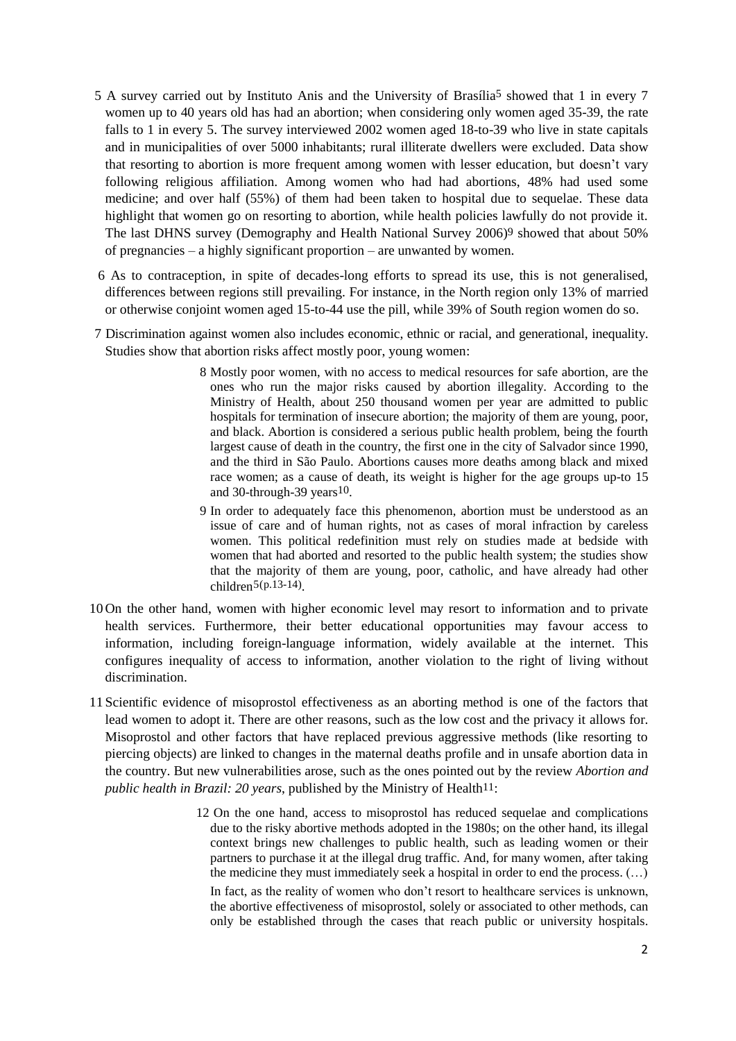5 A survey carried out by Instituto Anis and the University of Brasília[5] showed that 1 in every 7 women up to 40 years old has had an abortion; when considering only women aged 35-39, the rate falls to 1 in every 5. The survey interviewed 2002 women aged 18-to-39 who live in state capitals and in municipalities of over 5000 inhabitants; rural illiterate dwellers were excluded. Data show that resorting to abortion is more frequent among women with lesser education, but doesn't vary following religious affiliation. Among women who had had abortions, 48% had used some medicine; and over half (55%) of them had been taken to hospital due to sequelae. These data highlight that women go on resorting to abortion, while health policies lawfully do not provide it. The last DHNS survey (Demography and Health National Survey 2006)[9] showed that about 50% of pregnancies – a highly significant proportion – are unwanted by women.

6 As to contraception, in spite of decades-long efforts to spread its use, this is not generalised, differences between regions still prevailing. For instance, in the North region only 13% of married or otherwise conjoint women aged 15-to-44 use the pill, while 39% of South region women do so.

7 Discrimination against women also includes economic, ethnic or racial, and generational, inequality. Studies show that abortion risks affect mostly poor, young women:

> 8 Mostly poor women, with no access to medical resources for safe abortion, are the ones who run the major risks caused by abortion illegality. According to the Ministry of Health, about 250 thousand women per year are admitted to public hospitals for termination of insecure abortion; the majority of them are young, poor, and black. Abortion is considered a serious public health problem, being the fourth largest cause of death in the country, the first one in the city of Salvador since 1990, and the third in São Paulo. Abortions causes more deaths among black and mixed race women; as a cause of death, its weight is higher for the age groups up-to 15 and 30-through-39 years[10].
>
> 9 In order to adequately face this phenomenon, abortion must be understood as an issue of care and of human rights, not as cases of moral infraction by careless women. This political redefinition must rely on studies made at bedside with women that had aborted and resorted to the public health system; the studies show that the majority of them are young, poor, catholic, and have already had other children[5(p.13-14)].

10 On the other hand, women with higher economic level may resort to information and to private health services. Furthermore, their better educational opportunities may favour access to information, including foreign-language information, widely available at the internet. This configures inequality of access to information, another violation to the right of living without discrimination.

11 Scientific evidence of misoprostol effectiveness as an aborting method is one of the factors that lead women to adopt it. There are other reasons, such as the low cost and the privacy it allows for. Misoprostol and other factors that have replaced previous aggressive methods (like resorting to piercing objects) are linked to changes in the maternal deaths profile and in unsafe abortion data in the country. But new vulnerabilities arose, such as the ones pointed out by the review *Abortion and public health in Brazil: 20 years*, published by the Ministry of Health[11]:

> 12 On the one hand, access to misoprostol has reduced sequelae and complications due to the risky abortive methods adopted in the 1980s; on the other hand, its illegal context brings new challenges to public health, such as leading women or their partners to purchase it at the illegal drug traffic. And, for many women, after taking the medicine they must immediately seek a hospital in order to end the process. (…)
>
> In fact, as the reality of women who don't resort to healthcare services is unknown, the abortive effectiveness of misoprostol, solely or associated to other methods, can only be established through the cases that reach public or university hospitals.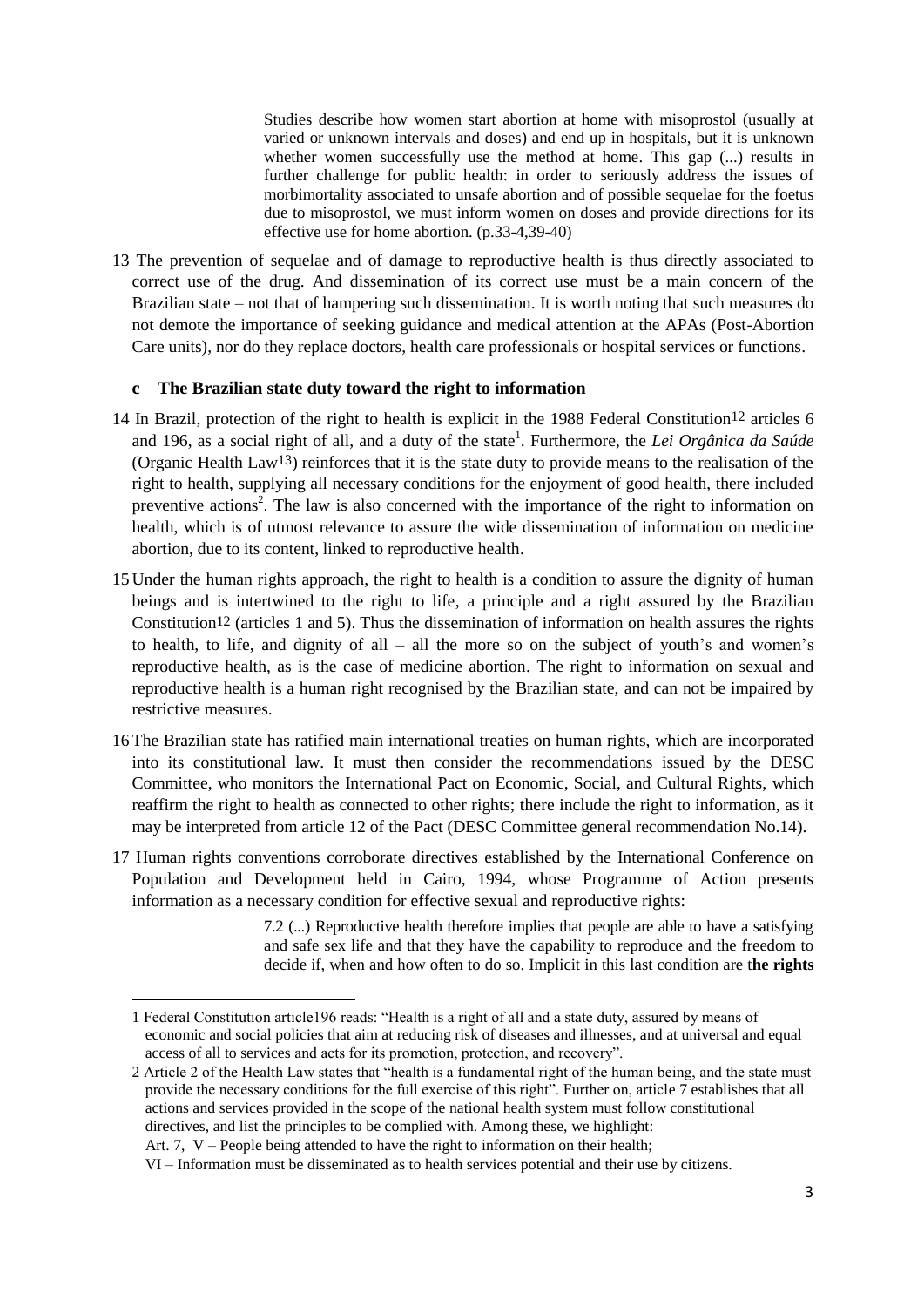> Studies describe how women start abortion at home with misoprostol (usually at varied or unknown intervals and doses) and end up in hospitals, but it is unknown whether women successfully use the method at home. This gap (...) results in further challenge for public health: in order to seriously address the issues of morbimortality associated to unsafe abortion and of possible sequelae for the foetus due to misoprostol, we must inform women on doses and provide directions for its effective use for home abortion. (p.33-4,39-40)

13 The prevention of sequelae and of damage to reproductive health is thus directly associated to correct use of the drug. And dissemination of its correct use must be a main concern of the Brazilian state – not that of hampering such dissemination. It is worth noting that such measures do not demote the importance of seeking guidance and medical attention at the APAs (Post-Abortion Care units), nor do they replace doctors, health care professionals or hospital services or functions.

### c The Brazilian state duty toward the right to information

14 In Brazil, protection of the right to health is explicit in the 1988 Federal Constitution[12] articles 6 and 196, as a social right of all, and a duty of the state[1]. Furthermore, the *Lei Orgânica da Saúde* (Organic Health Law[13]) reinforces that it is the state duty to provide means to the realisation of the right to health, supplying all necessary conditions for the enjoyment of good health, there included preventive actions[2]. The law is also concerned with the importance of the right to information on health, which is of utmost relevance to assure the wide dissemination of information on medicine abortion, due to its content, linked to reproductive health.

15 Under the human rights approach, the right to health is a condition to assure the dignity of human beings and is intertwined to the right to life, a principle and a right assured by the Brazilian Constitution[12] (articles 1 and 5). Thus the dissemination of information on health assures the rights to health, to life, and dignity of all – all the more so on the subject of youth's and women's reproductive health, as is the case of medicine abortion. The right to information on sexual and reproductive health is a human right recognised by the Brazilian state, and can not be impaired by restrictive measures.

16 The Brazilian state has ratified main international treaties on human rights, which are incorporated into its constitutional law. It must then consider the recommendations issued by the DESC Committee, who monitors the International Pact on Economic, Social, and Cultural Rights, which reaffirm the right to health as connected to other rights; there include the right to information, as it may be interpreted from article 12 of the Pact (DESC Committee general recommendation No.14).

17 Human rights conventions corroborate directives established by the International Conference on Population and Development held in Cairo, 1994, whose Programme of Action presents information as a necessary condition for effective sexual and reproductive rights:

> 7.2 (...) Reproductive health therefore implies that people are able to have a satisfying and safe sex life and that they have the capability to reproduce and the freedom to decide if, when and how often to do so. Implicit in this last condition are t**he rights**

---

1 Federal Constitution article196 reads: "Health is a right of all and a state duty, assured by means of economic and social policies that aim at reducing risk of diseases and illnesses, and at universal and equal access of all to services and acts for its promotion, protection, and recovery".

2 Article 2 of the Health Law states that "health is a fundamental right of the human being, and the state must provide the necessary conditions for the full exercise of this right". Further on, article 7 establishes that all actions and services provided in the scope of the national health system must follow constitutional directives, and list the principles to be complied with. Among these, we highlight:
Art. 7, V – People being attended to have the right to information on their health;
VI – Information must be disseminated as to health services potential and their use by citizens.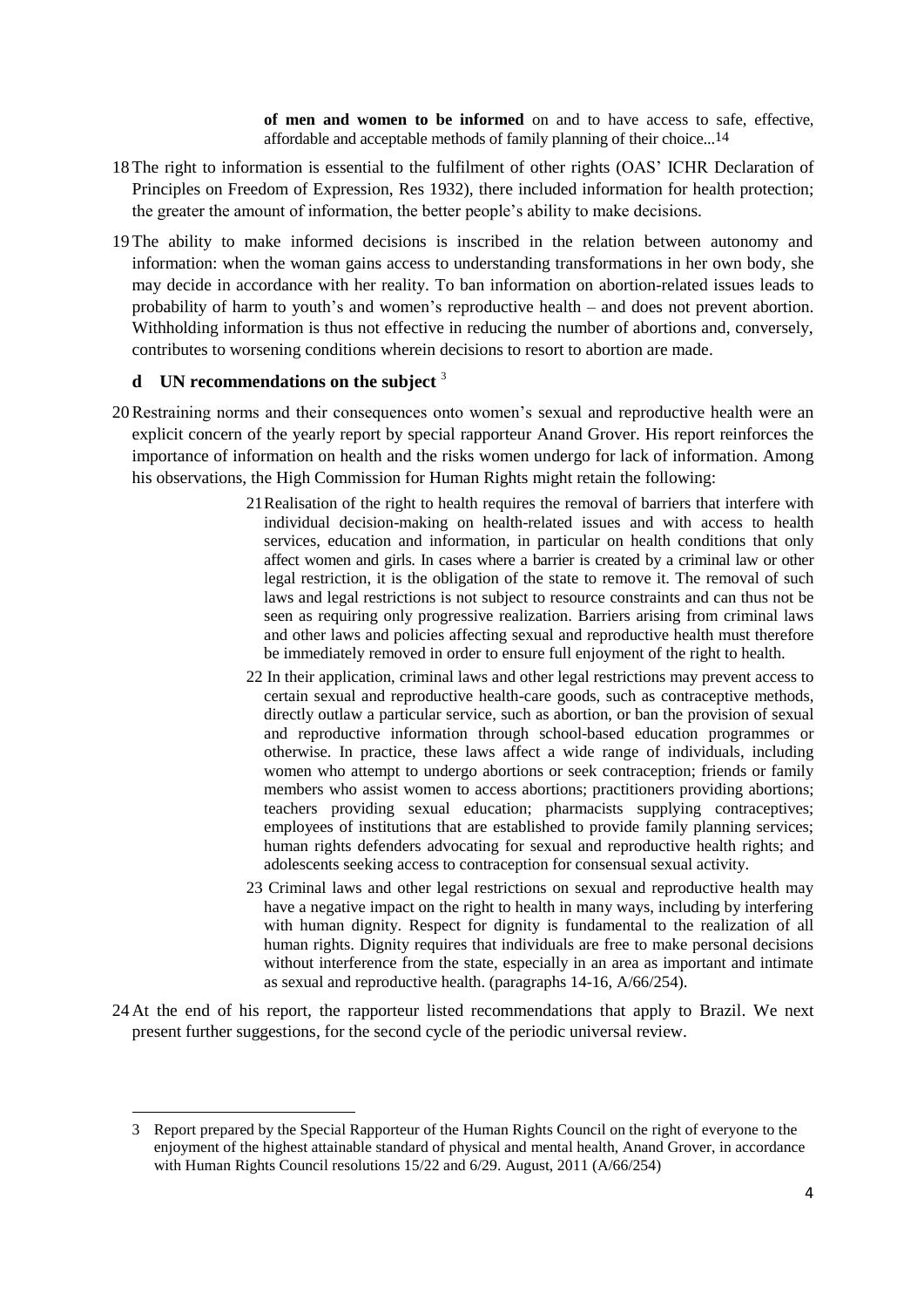**of men and women to be informed** on and to have access to safe, effective, affordable and acceptable methods of family planning of their choice...14

18 The right to information is essential to the fulfilment of other rights (OAS' ICHR Declaration of Principles on Freedom of Expression, Res 1932), there included information for health protection; the greater the amount of information, the better people's ability to make decisions.

19 The ability to make informed decisions is inscribed in the relation between autonomy and information: when the woman gains access to understanding transformations in her own body, she may decide in accordance with her reality. To ban information on abortion-related issues leads to probability of harm to youth's and women's reproductive health – and does not prevent abortion. Withholding information is thus not effective in reducing the number of abortions and, conversely, contributes to worsening conditions wherein decisions to resort to abortion are made.

### d UN recommendations on the subject [3]

20 Restraining norms and their consequences onto women's sexual and reproductive health were an explicit concern of the yearly report by special rapporteur Anand Grover. His report reinforces the importance of information on health and the risks women undergo for lack of information. Among his observations, the High Commission for Human Rights might retain the following:

> 21 Realisation of the right to health requires the removal of barriers that interfere with individual decision-making on health-related issues and with access to health services, education and information, in particular on health conditions that only affect women and girls. In cases where a barrier is created by a criminal law or other legal restriction, it is the obligation of the state to remove it. The removal of such laws and legal restrictions is not subject to resource constraints and can thus not be seen as requiring only progressive realization. Barriers arising from criminal laws and other laws and policies affecting sexual and reproductive health must therefore be immediately removed in order to ensure full enjoyment of the right to health.
>
> 22 In their application, criminal laws and other legal restrictions may prevent access to certain sexual and reproductive health-care goods, such as contraceptive methods, directly outlaw a particular service, such as abortion, or ban the provision of sexual and reproductive information through school-based education programmes or otherwise. In practice, these laws affect a wide range of individuals, including women who attempt to undergo abortions or seek contraception; friends or family members who assist women to access abortions; practitioners providing abortions; teachers providing sexual education; pharmacists supplying contraceptives; employees of institutions that are established to provide family planning services; human rights defenders advocating for sexual and reproductive health rights; and adolescents seeking access to contraception for consensual sexual activity.
>
> 23 Criminal laws and other legal restrictions on sexual and reproductive health may have a negative impact on the right to health in many ways, including by interfering with human dignity. Respect for dignity is fundamental to the realization of all human rights. Dignity requires that individuals are free to make personal decisions without interference from the state, especially in an area as important and intimate as sexual and reproductive health. (paragraphs 14-16, A/66/254).

24 At the end of his report, the rapporteur listed recommendations that apply to Brazil. We next present further suggestions, for the second cycle of the periodic universal review.

---

3 Report prepared by the Special Rapporteur of the Human Rights Council on the right of everyone to the enjoyment of the highest attainable standard of physical and mental health, Anand Grover, in accordance with Human Rights Council resolutions 15/22 and 6/29. August, 2011 (A/66/254)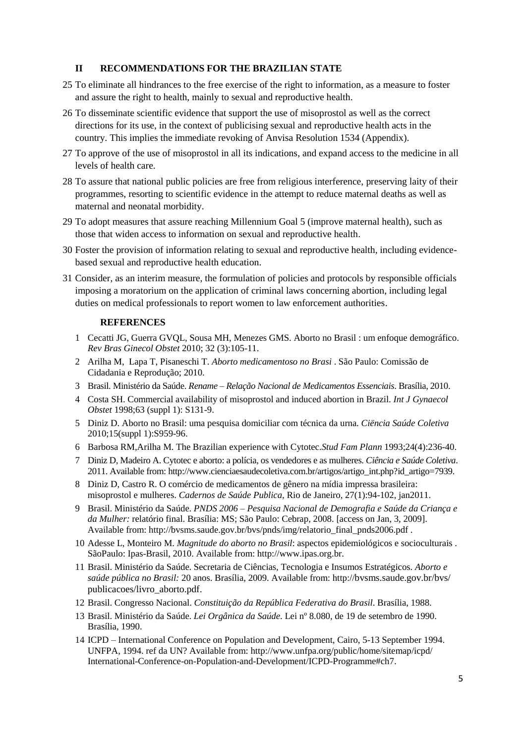## II RECOMMENDATIONS FOR THE BRAZILIAN STATE

25 To eliminate all hindrances to the free exercise of the right to information, as a measure to foster and assure the right to health, mainly to sexual and reproductive health.

26 To disseminate scientific evidence that support the use of misoprostol as well as the correct directions for its use, in the context of publicising sexual and reproductive health acts in the country. This implies the immediate revoking of Anvisa Resolution 1534 (Appendix).

27 To approve of the use of misoprostol in all its indications, and expand access to the medicine in all levels of health care.

28 To assure that national public policies are free from religious interference, preserving laity of their programmes, resorting to scientific evidence in the attempt to reduce maternal deaths as well as maternal and neonatal morbidity.

29 To adopt measures that assure reaching Millennium Goal 5 (improve maternal health), such as those that widen access to information on sexual and reproductive health.

30 Foster the provision of information relating to sexual and reproductive health, including evidence-based sexual and reproductive health education.

31 Consider, as an interim measure, the formulation of policies and protocols by responsible officials imposing a moratorium on the application of criminal laws concerning abortion, including legal duties on medical professionals to report women to law enforcement authorities.

### REFERENCES

1 Cecatti JG, Guerra GVQL, Sousa MH, Menezes GMS. Aborto no Brasil : um enfoque demográfico. *Rev Bras Ginecol Obstet* 2010; 32 (3):105-11.

2 Arilha M, Lapa T, Pisaneschi T. *Aborto medicamentoso no Brasi* . São Paulo: Comissão de Cidadania e Reprodução; 2010.

3 Brasil. Ministério da Saúde. *Rename – Relação Nacional de Medicamentos Essenciais*. Brasília, 2010.

4 Costa SH. Commercial availability of misoprostol and induced abortion in Brazil. *Int J Gynaecol Obstet* 1998;63 (suppl 1): S131-9.

5 Diniz D. Aborto no Brasil: uma pesquisa domiciliar com técnica da urna. *Ciëncia Saúde Coletiva* 2010;15(suppl 1):S959-96.

6 Barbosa RM,Arilha M. The Brazilian experience with Cytotec.*Stud Fam Plann* 1993;24(4):236-40.

7 Diniz D, Madeiro A. Cytotec e aborto: a polícia, os vendedores e as mulheres. *Ciência e Saúde Coletiva*. 2011. Available from: http://www.cienciaesaudecoletiva.com.br/artigos/artigo_int.php?id_artigo=7939.

8 Diniz D, Castro R. O comércio de medicamentos de gênero na mídia impressa brasileira: misoprostol e mulheres. *Cadernos de Saúde Publica*, Rio de Janeiro, 27(1):94-102, jan2011.

9 Brasil. Ministério da Saúde. *PNDS 2006 – Pesquisa Nacional de Demografia e Saúde da Criança e da Mulher:* relatório final. Brasília: MS; São Paulo: Cebrap, 2008. [access on Jan, 3, 2009]. Available from: http://bvsms.saude.gov.br/bvs/pnds/img/relatorio_final_pnds2006.pdf .

10 Adesse L, Monteiro M. *Magnitude do aborto no Brasil*: aspectos epidemiológicos e socioculturais . SãoPaulo: Ipas-Brasil, 2010. Available from: http://www.ipas.org.br.

11 Brasil. Ministério da Saúde. Secretaria de Ciências, Tecnologia e Insumos Estratégicos. *Aborto e saúde pública no Brasil:* 20 anos. Brasília, 2009. Available from: http://bvsms.saude.gov.br/bvs/ publicacoes/livro_aborto.pdf.

12 Brasil. Congresso Nacional. *Constituição da República Federativa do Brasil*. Brasília, 1988.

13 Brasil. Ministério da Saúde. *Lei Orgânica da Saúde*. Lei nº 8.080, de 19 de setembro de 1990. Brasília, 1990.

14 ICPD – International Conference on Population and Development, Cairo, 5-13 September 1994. UNFPA, 1994. ref da UN? Available from: http://www.unfpa.org/public/home/sitemap/icpd/ International-Conference-on-Population-and-Development/ICPD-Programme#ch7.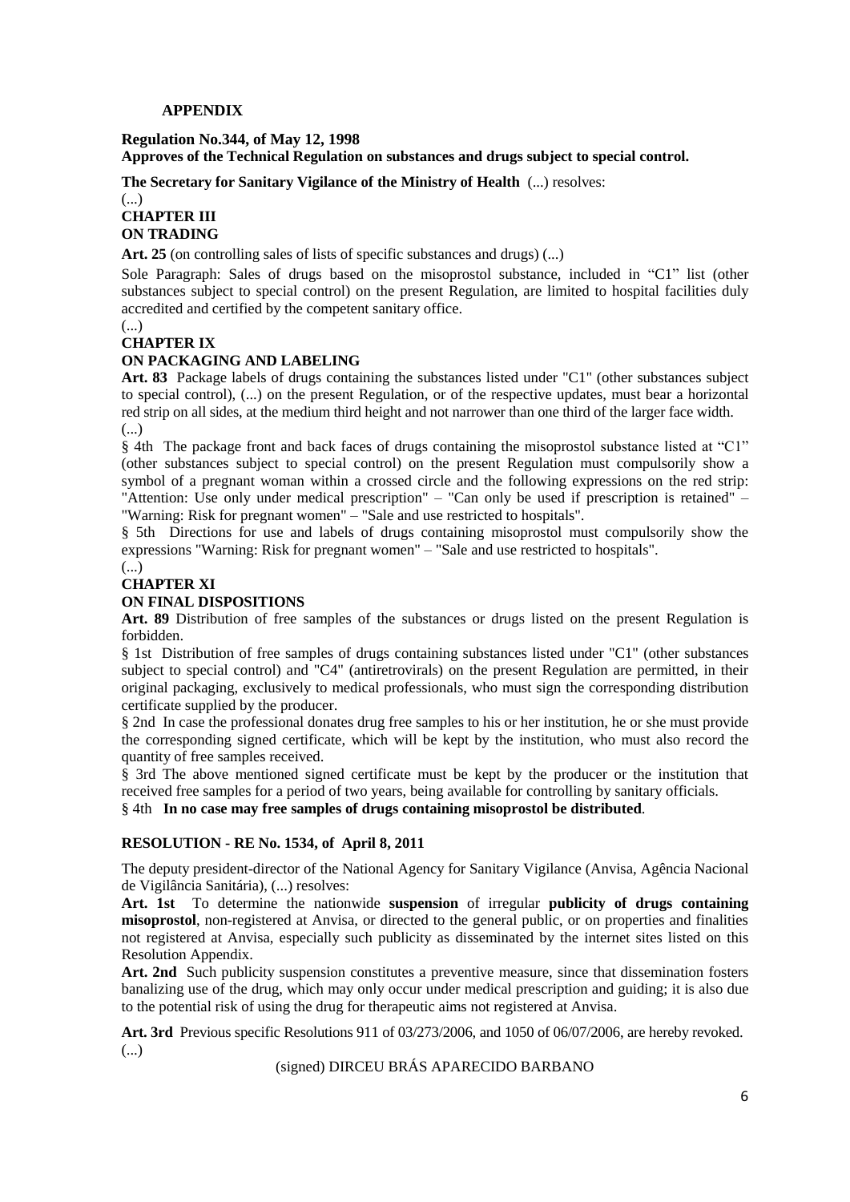## APPENDIX

**Regulation No.344, of May 12, 1998**
**Approves of the Technical Regulation on substances and drugs subject to special control.**

**The Secretary for Sanitary Vigilance of the Ministry of Health** (...) resolves:

(...)

**CHAPTER III**
**ON TRADING**

**Art. 25** (on controlling sales of lists of specific substances and drugs) (...)

Sole Paragraph: Sales of drugs based on the misoprostol substance, included in "C1" list (other substances subject to special control) on the present Regulation, are limited to hospital facilities duly accredited and certified by the competent sanitary office.

(...)

**CHAPTER IX**
**ON PACKAGING AND LABELING**

**Art. 83** Package labels of drugs containing the substances listed under "C1" (other substances subject to special control), (...) on the present Regulation, or of the respective updates, must bear a horizontal red strip on all sides, at the medium third height and not narrower than one third of the larger face width.

(...)

§ 4th The package front and back faces of drugs containing the misoprostol substance listed at "C1" (other substances subject to special control) on the present Regulation must compulsorily show a symbol of a pregnant woman within a crossed circle and the following expressions on the red strip: "Attention: Use only under medical prescription" – "Can only be used if prescription is retained" – "Warning: Risk for pregnant women" – "Sale and use restricted to hospitals".

§ 5th Directions for use and labels of drugs containing misoprostol must compulsorily show the expressions "Warning: Risk for pregnant women" – "Sale and use restricted to hospitals".

(...)

**CHAPTER XI**
**ON FINAL DISPOSITIONS**

**Art. 89** Distribution of free samples of the substances or drugs listed on the present Regulation is forbidden.

§ 1st Distribution of free samples of drugs containing substances listed under "C1" (other substances subject to special control) and "C4" (antiretrovirals) on the present Regulation are permitted, in their original packaging, exclusively to medical professionals, who must sign the corresponding distribution certificate supplied by the producer.

§ 2nd In case the professional donates drug free samples to his or her institution, he or she must provide the corresponding signed certificate, which will be kept by the institution, who must also record the quantity of free samples received.

§ 3rd The above mentioned signed certificate must be kept by the producer or the institution that received free samples for a period of two years, being available for controlling by sanitary officials.

§ 4th **In no case may free samples of drugs containing misoprostol be distributed**.

**RESOLUTION - RE No. 1534, of April 8, 2011**

The deputy president-director of the National Agency for Sanitary Vigilance (Anvisa, Agência Nacional de Vigilância Sanitária), (...) resolves:

**Art. 1st** To determine the nationwide **suspension** of irregular **publicity of drugs containing misoprostol**, non-registered at Anvisa, or directed to the general public, or on properties and finalities not registered at Anvisa, especially such publicity as disseminated by the internet sites listed on this Resolution Appendix.

**Art. 2nd** Such publicity suspension constitutes a preventive measure, since that dissemination fosters banalizing use of the drug, which may only occur under medical prescription and guiding; it is also due to the potential risk of using the drug for therapeutic aims not registered at Anvisa.

**Art. 3rd** Previous specific Resolutions 911 of 03/273/2006, and 1050 of 06/07/2006, are hereby revoked.

(...)

(signed) DIRCEU BRÁS APARECIDO BARBANO